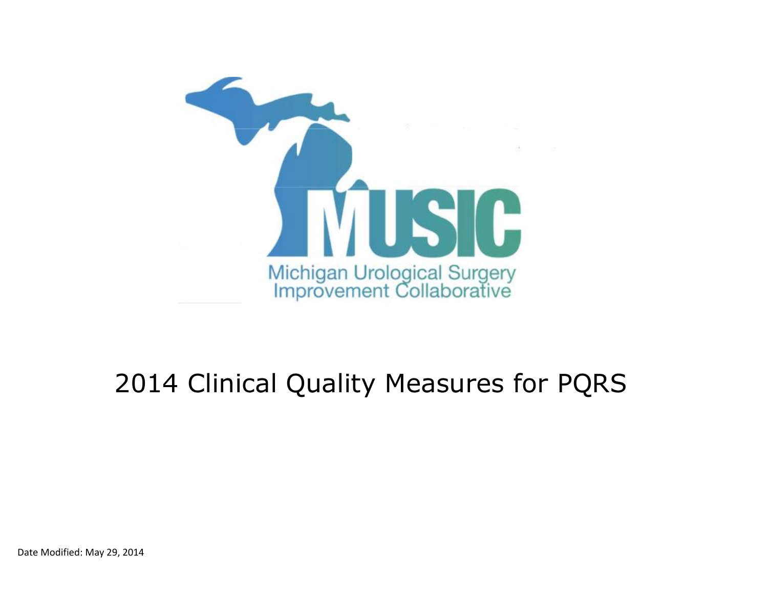MUSIC

Michigan Urological Surgery Improvement Collaborative

# 2014 Clinical Quality Measures for PQRS

Date Modified: May 29, 2014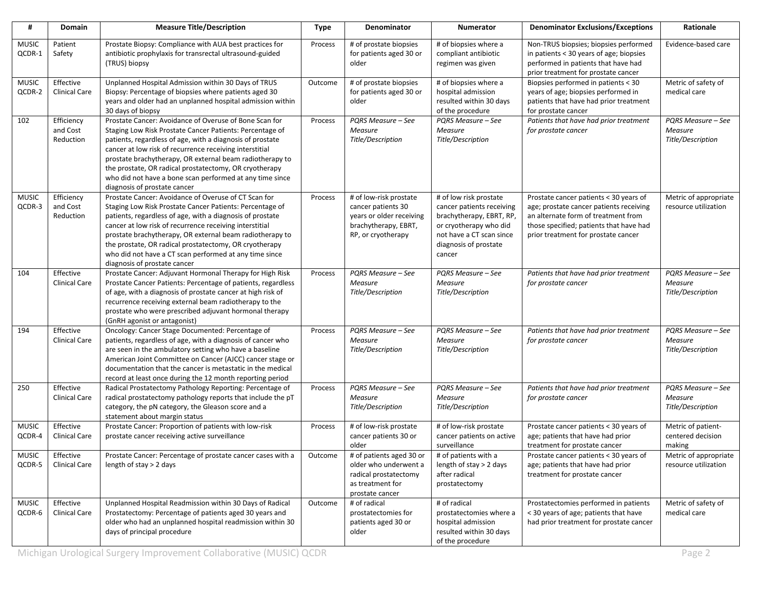| # | Domain | Measure Title/Description | Type | Denominator | Numerator | Denominator Exclusions/Exceptions | Rationale |
|---|---|---|---|---|---|---|---|
| MUSIC QCDR-1 | Patient Safety | Prostate Biopsy: Compliance with AUA best practices for antibiotic prophylaxis for transrectal ultrasound-guided (TRUS) biopsy | Process | # of prostate biopsies for patients aged 30 or older | # of biopsies where a compliant antibiotic regimen was given | Non-TRUS biopsies; biopsies performed in patients < 30 years of age; biopsies performed in patients that have had prior treatment for prostate cancer | Evidence-based care |
| MUSIC QCDR-2 | Effective Clinical Care | Unplanned Hospital Admission within 30 Days of TRUS Biopsy: Percentage of biopsies where patients aged 30 years and older had an unplanned hospital admission within 30 days of biopsy | Outcome | # of prostate biopsies for patients aged 30 or older | # of biopsies where a hospital admission resulted within 30 days of the procedure | Biopsies performed in patients < 30 years of age; biopsies performed in patients that have had prior treatment for prostate cancer | Metric of safety of medical care |
| 102 | Efficiency and Cost Reduction | Prostate Cancer: Avoidance of Overuse of Bone Scan for Staging Low Risk Prostate Cancer Patients: Percentage of patients, regardless of age, with a diagnosis of prostate cancer at low risk of recurrence receiving interstitial prostate brachytherapy, OR external beam radiotherapy to the prostate, OR radical prostatectomy, OR cryotherapy who did not have a bone scan performed at any time since diagnosis of prostate cancer | Process | *PQRS Measure – See Measure Title/Description* | *PQRS Measure – See Measure Title/Description* | *Patients that have had prior treatment for prostate cancer* | *PQRS Measure – See Measure Title/Description* |
| MUSIC QCDR-3 | Efficiency and Cost Reduction | Prostate Cancer: Avoidance of Overuse of CT Scan for Staging Low Risk Prostate Cancer Patients: Percentage of patients, regardless of age, with a diagnosis of prostate cancer at low risk of recurrence receiving interstitial prostate brachytherapy, OR external beam radiotherapy to the prostate, OR radical prostatectomy, OR cryotherapy who did not have a CT scan performed at any time since diagnosis of prostate cancer | Process | # of low-risk prostate cancer patients 30 years or older receiving brachytherapy, EBRT, RP, or cryotherapy | # of low risk prostate cancer patients receiving brachytherapy, EBRT, RP, or cryotherapy who did not have a CT scan since diagnosis of prostate cancer | Prostate cancer patients < 30 years of age; prostate cancer patients receiving an alternate form of treatment from those specified; patients that have had prior treatment for prostate cancer | Metric of appropriate resource utilization |
| 104 | Effective Clinical Care | Prostate Cancer: Adjuvant Hormonal Therapy for High Risk Prostate Cancer Patients: Percentage of patients, regardless of age, with a diagnosis of prostate cancer at high risk of recurrence receiving external beam radiotherapy to the prostate who were prescribed adjuvant hormonal therapy (GnRH agonist or antagonist) | Process | *PQRS Measure – See Measure Title/Description* | *PQRS Measure – See Measure Title/Description* | *Patients that have had prior treatment for prostate cancer* | *PQRS Measure – See Measure Title/Description* |
| 194 | Effective Clinical Care | Oncology: Cancer Stage Documented: Percentage of patients, regardless of age, with a diagnosis of cancer who are seen in the ambulatory setting who have a baseline American Joint Committee on Cancer (AJCC) cancer stage or documentation that the cancer is metastatic in the medical record at least once during the 12 month reporting period | Process | *PQRS Measure – See Measure Title/Description* | *PQRS Measure – See Measure Title/Description* | *Patients that have had prior treatment for prostate cancer* | *PQRS Measure – See Measure Title/Description* |
| 250 | Effective Clinical Care | Radical Prostatectomy Pathology Reporting: Percentage of radical prostatectomy pathology reports that include the pT category, the pN category, the Gleason score and a statement about margin status | Process | *PQRS Measure – See Measure Title/Description* | *PQRS Measure – See Measure Title/Description* | *Patients that have had prior treatment for prostate cancer* | *PQRS Measure – See Measure Title/Description* |
| MUSIC QCDR-4 | Effective Clinical Care | Prostate Cancer: Proportion of patients with low-risk prostate cancer receiving active surveillance | Process | # of low-risk prostate cancer patients 30 or older | # of low-risk prostate cancer patients on active surveillance | Prostate cancer patients < 30 years of age; patients that have had prior treatment for prostate cancer | Metric of patient-centered decision making |
| MUSIC QCDR-5 | Effective Clinical Care | Prostate Cancer: Percentage of prostate cancer cases with a length of stay > 2 days | Outcome | # of patients aged 30 or older who underwent a radical prostatectomy as treatment for prostate cancer | # of patients with a length of stay > 2 days after radical prostatectomy | Prostate cancer patients < 30 years of age; patients that have had prior treatment for prostate cancer | Metric of appropriate resource utilization |
| MUSIC QCDR-6 | Effective Clinical Care | Unplanned Hospital Readmission within 30 Days of Radical Prostatectomy: Percentage of patients aged 30 years and older who had an unplanned hospital readmission within 30 days of principal procedure | Outcome | # of radical prostatectomies for patients aged 30 or older | # of radical prostatectomies where a hospital admission resulted within 30 days of the procedure | Prostatectomies performed in patients < 30 years of age; patients that have had prior treatment for prostate cancer | Metric of safety of medical care |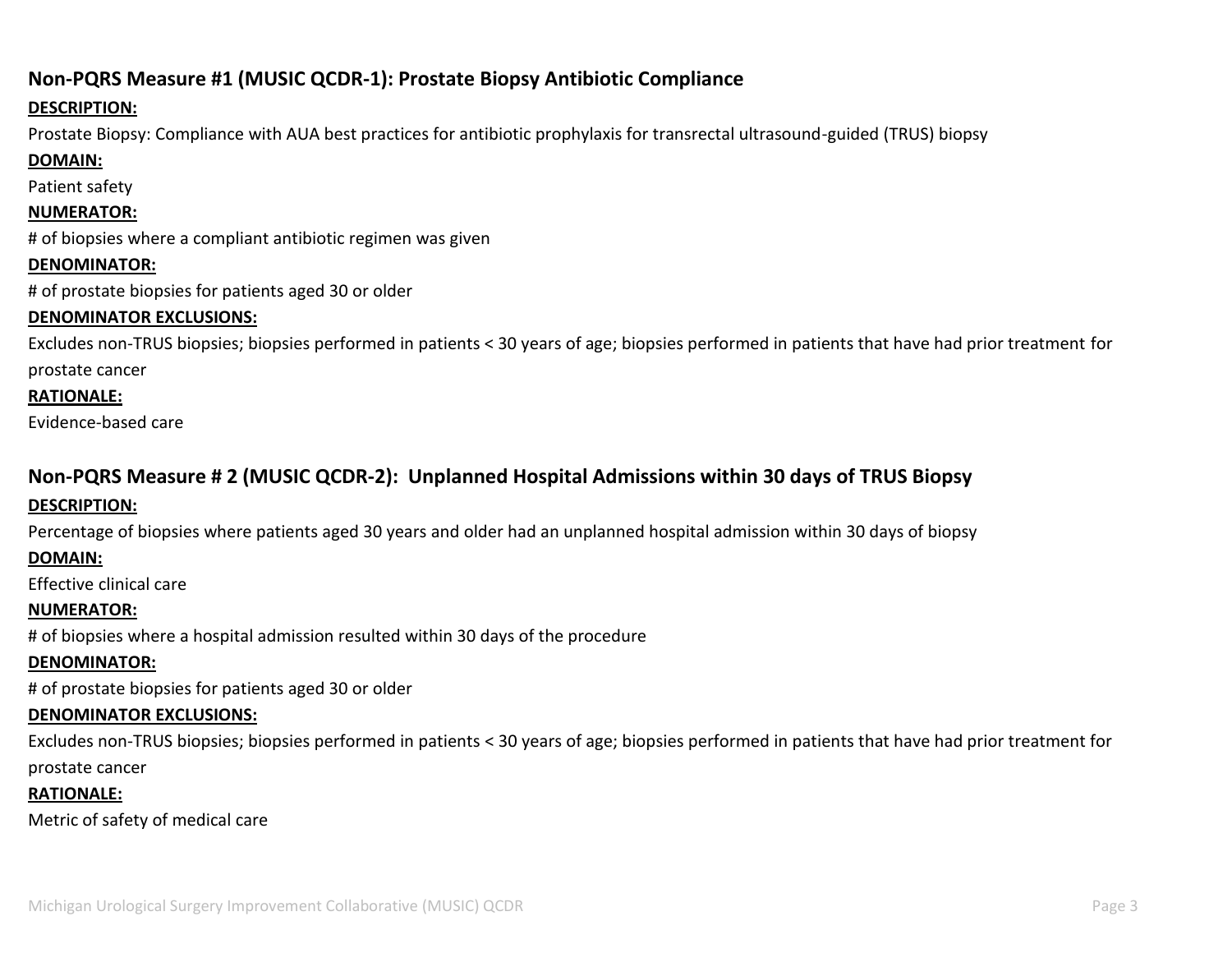## Non-PQRS Measure #1 (MUSIC QCDR-1): Prostate Biopsy Antibiotic Compliance

**DESCRIPTION:**

Prostate Biopsy: Compliance with AUA best practices for antibiotic prophylaxis for transrectal ultrasound-guided (TRUS) biopsy

**DOMAIN:**

Patient safety

**NUMERATOR:**

# of biopsies where a compliant antibiotic regimen was given

**DENOMINATOR:**

# of prostate biopsies for patients aged 30 or older

**DENOMINATOR EXCLUSIONS:**

Excludes non-TRUS biopsies; biopsies performed in patients < 30 years of age; biopsies performed in patients that have had prior treatment for prostate cancer

**RATIONALE:**

Evidence-based care

## Non-PQRS Measure # 2 (MUSIC QCDR-2): Unplanned Hospital Admissions within 30 days of TRUS Biopsy

**DESCRIPTION:**

Percentage of biopsies where patients aged 30 years and older had an unplanned hospital admission within 30 days of biopsy

**DOMAIN:**

Effective clinical care

**NUMERATOR:**

# of biopsies where a hospital admission resulted within 30 days of the procedure

**DENOMINATOR:**

# of prostate biopsies for patients aged 30 or older

**DENOMINATOR EXCLUSIONS:**

Excludes non-TRUS biopsies; biopsies performed in patients < 30 years of age; biopsies performed in patients that have had prior treatment for prostate cancer

**RATIONALE:**

Metric of safety of medical care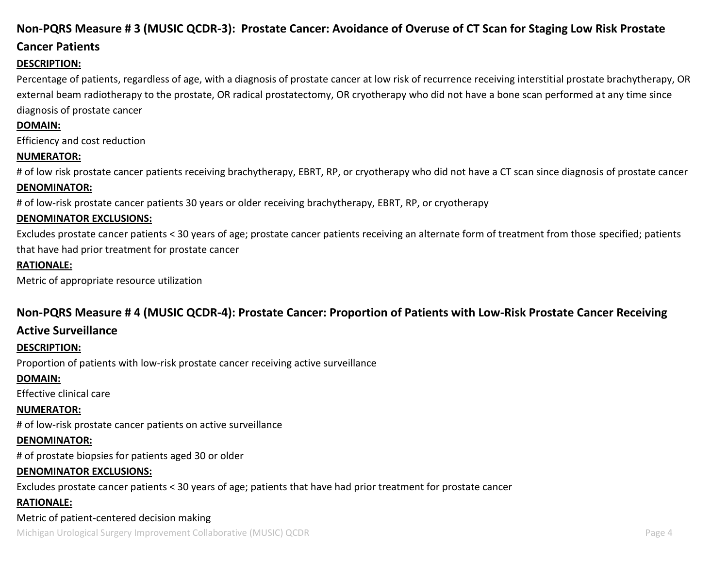## Non-PQRS Measure # 3 (MUSIC QCDR-3): Prostate Cancer: Avoidance of Overuse of CT Scan for Staging Low Risk Prostate Cancer Patients

**DESCRIPTION:**

Percentage of patients, regardless of age, with a diagnosis of prostate cancer at low risk of recurrence receiving interstitial prostate brachytherapy, OR external beam radiotherapy to the prostate, OR radical prostatectomy, OR cryotherapy who did not have a bone scan performed at any time since diagnosis of prostate cancer

**DOMAIN:**

Efficiency and cost reduction

**NUMERATOR:**

# of low risk prostate cancer patients receiving brachytherapy, EBRT, RP, or cryotherapy who did not have a CT scan since diagnosis of prostate cancer

**DENOMINATOR:**

# of low-risk prostate cancer patients 30 years or older receiving brachytherapy, EBRT, RP, or cryotherapy

**DENOMINATOR EXCLUSIONS:**

Excludes prostate cancer patients < 30 years of age; prostate cancer patients receiving an alternate form of treatment from those specified; patients that have had prior treatment for prostate cancer

**RATIONALE:**

Metric of appropriate resource utilization

## Non-PQRS Measure # 4 (MUSIC QCDR-4): Prostate Cancer: Proportion of Patients with Low-Risk Prostate Cancer Receiving Active Surveillance

**DESCRIPTION:**

Proportion of patients with low-risk prostate cancer receiving active surveillance

**DOMAIN:**

Effective clinical care

**NUMERATOR:**

# of low-risk prostate cancer patients on active surveillance

**DENOMINATOR:**

# of prostate biopsies for patients aged 30 or older

**DENOMINATOR EXCLUSIONS:**

Excludes prostate cancer patients < 30 years of age; patients that have had prior treatment for prostate cancer

**RATIONALE:**

Metric of patient-centered decision making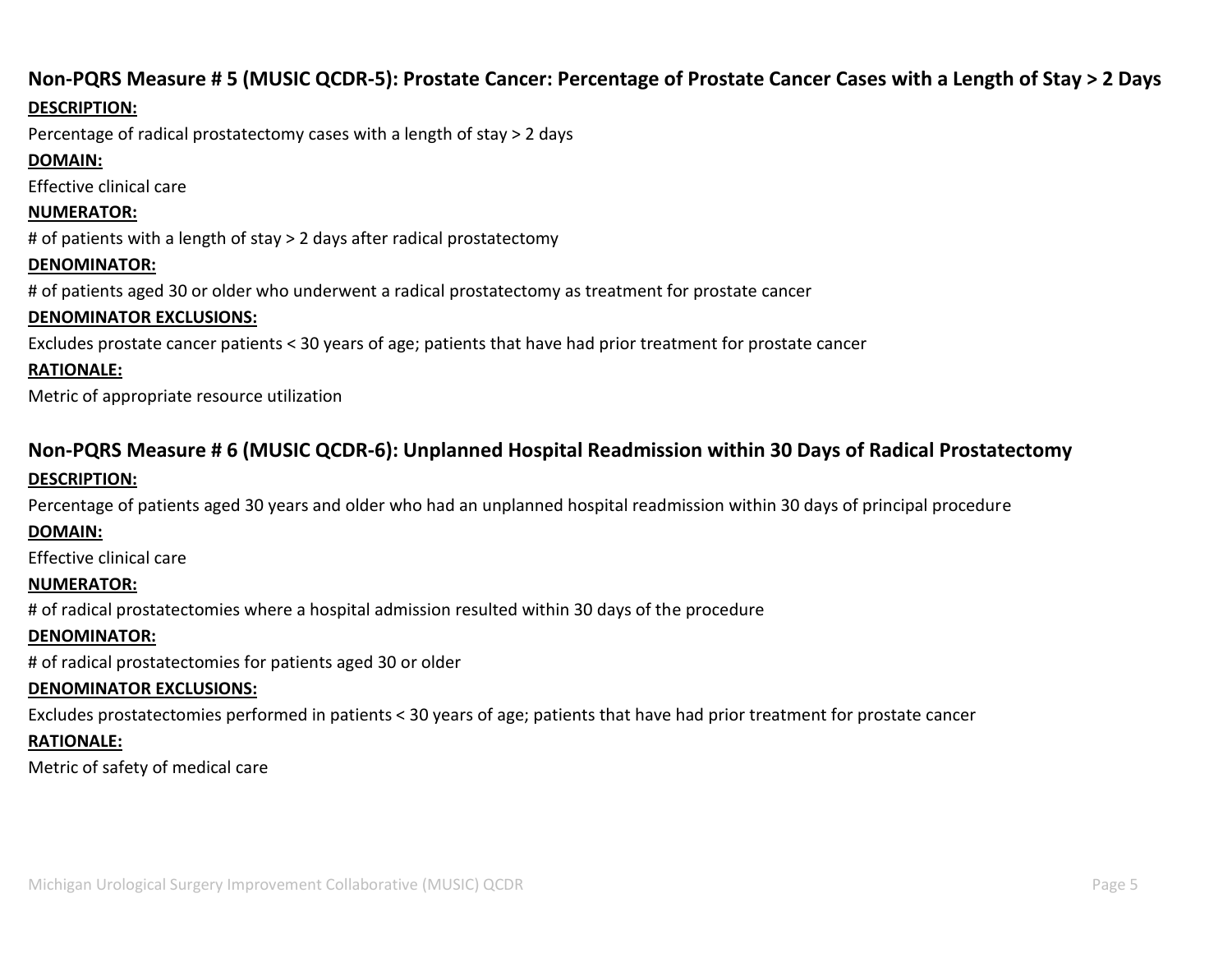## Non-PQRS Measure # 5 (MUSIC QCDR-5): Prostate Cancer: Percentage of Prostate Cancer Cases with a Length of Stay > 2 Days

**DESCRIPTION:**

Percentage of radical prostatectomy cases with a length of stay > 2 days

**DOMAIN:**

Effective clinical care

**NUMERATOR:**

# of patients with a length of stay > 2 days after radical prostatectomy

**DENOMINATOR:**

# of patients aged 30 or older who underwent a radical prostatectomy as treatment for prostate cancer

**DENOMINATOR EXCLUSIONS:**

Excludes prostate cancer patients < 30 years of age; patients that have had prior treatment for prostate cancer

**RATIONALE:**

Metric of appropriate resource utilization

## Non-PQRS Measure # 6 (MUSIC QCDR-6): Unplanned Hospital Readmission within 30 Days of Radical Prostatectomy

**DESCRIPTION:**

Percentage of patients aged 30 years and older who had an unplanned hospital readmission within 30 days of principal procedure

**DOMAIN:**

Effective clinical care

**NUMERATOR:**

# of radical prostatectomies where a hospital admission resulted within 30 days of the procedure

**DENOMINATOR:**

# of radical prostatectomies for patients aged 30 or older

**DENOMINATOR EXCLUSIONS:**

Excludes prostatectomies performed in patients < 30 years of age; patients that have had prior treatment for prostate cancer

**RATIONALE:**

Metric of safety of medical care